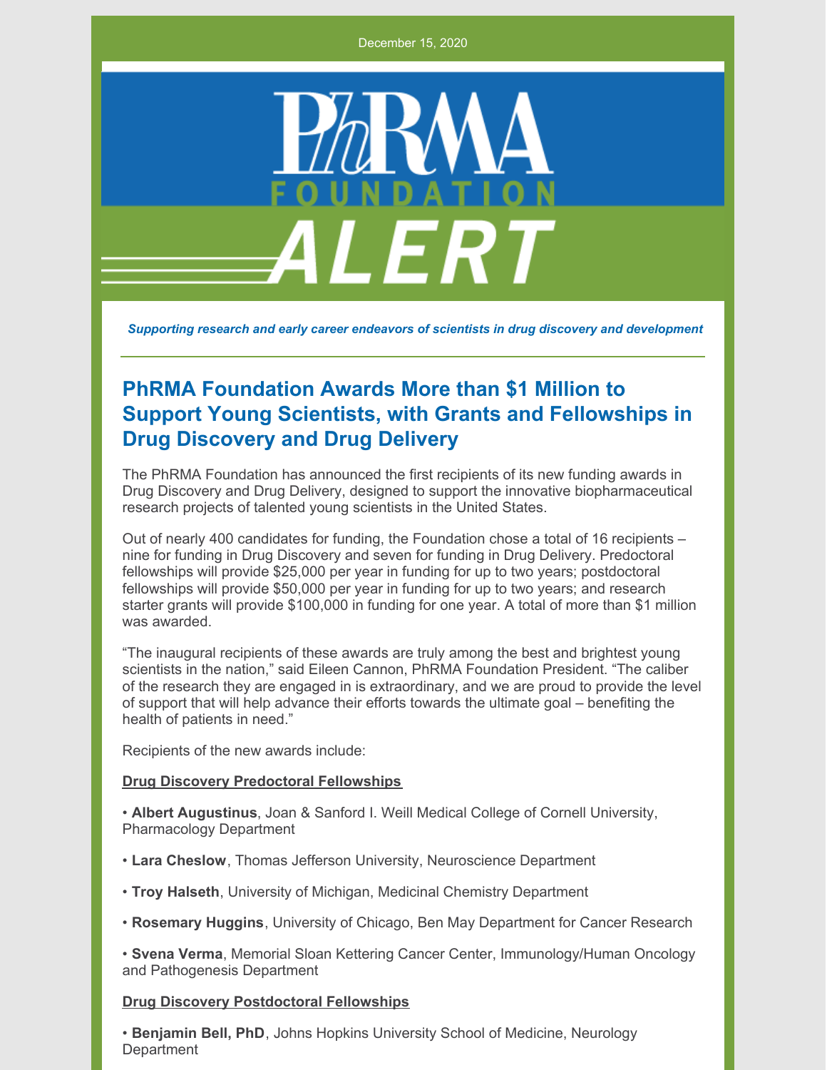December 15, 2020

PhRMA FOUNDATION ALERT

*Supporting research and early career endeavors of scientists in drug discovery and development*

## PhRMA Foundation Awards More than $1 Million to Support Young Scientists, with Grants and Fellowships in Drug Discovery and Drug Delivery

The PhRMA Foundation has announced the first recipients of its new funding awards in Drug Discovery and Drug Delivery, designed to support the innovative biopharmaceutical research projects of talented young scientists in the United States.

Out of nearly 400 candidates for funding, the Foundation chose a total of 16 recipients – nine for funding in Drug Discovery and seven for funding in Drug Delivery. Predoctoral fellowships will provide $25,000 per year in funding for up to two years; postdoctoral fellowships will provide $50,000 per year in funding for up to two years; and research starter grants will provide $100,000 in funding for one year. A total of more than $1 million was awarded.

"The inaugural recipients of these awards are truly among the best and brightest young scientists in the nation," said Eileen Cannon, PhRMA Foundation President. "The caliber of the research they are engaged in is extraordinary, and we are proud to provide the level of support that will help advance their efforts towards the ultimate goal – benefiting the health of patients in need."

Recipients of the new awards include:

**Drug Discovery Predoctoral Fellowships**

- **Albert Augustinus**, Joan & Sanford I. Weill Medical College of Cornell University, Pharmacology Department
- **Lara Cheslow**, Thomas Jefferson University, Neuroscience Department
- **Troy Halseth**, University of Michigan, Medicinal Chemistry Department
- **Rosemary Huggins**, University of Chicago, Ben May Department for Cancer Research
- **Svena Verma**, Memorial Sloan Kettering Cancer Center, Immunology/Human Oncology and Pathogenesis Department

**Drug Discovery Postdoctoral Fellowships**

- **Benjamin Bell, PhD**, Johns Hopkins University School of Medicine, Neurology Department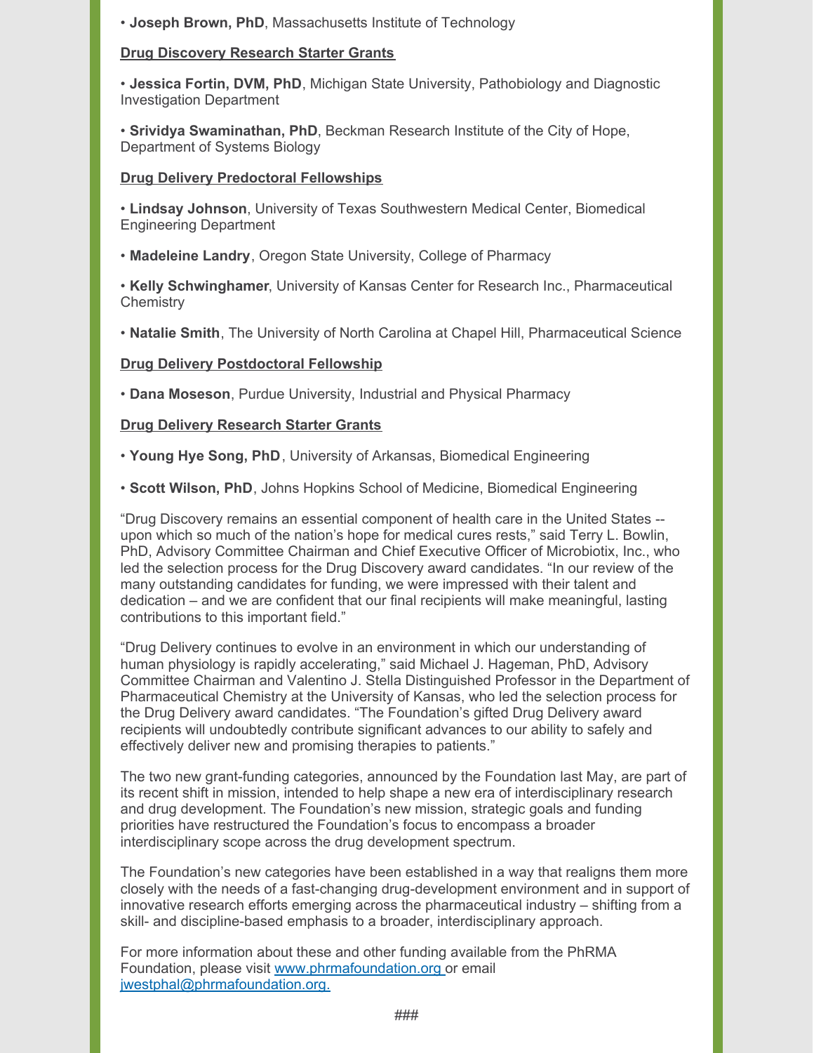• **Joseph Brown, PhD**, Massachusetts Institute of Technology

**Drug Discovery Research Starter Grants**

• **Jessica Fortin, DVM, PhD**, Michigan State University, Pathobiology and Diagnostic Investigation Department

• **Srividya Swaminathan, PhD**, Beckman Research Institute of the City of Hope, Department of Systems Biology

**Drug Delivery Predoctoral Fellowships**

• **Lindsay Johnson**, University of Texas Southwestern Medical Center, Biomedical Engineering Department

• **Madeleine Landry**, Oregon State University, College of Pharmacy

• **Kelly Schwinghamer**, University of Kansas Center for Research Inc., Pharmaceutical Chemistry

• **Natalie Smith**, The University of North Carolina at Chapel Hill, Pharmaceutical Science

**Drug Delivery Postdoctoral Fellowship**

• **Dana Moseson**, Purdue University, Industrial and Physical Pharmacy

**Drug Delivery Research Starter Grants**

• **Young Hye Song, PhD**, University of Arkansas, Biomedical Engineering

• **Scott Wilson, PhD**, Johns Hopkins School of Medicine, Biomedical Engineering

"Drug Discovery remains an essential component of health care in the United States -- upon which so much of the nation's hope for medical cures rests," said Terry L. Bowlin, PhD, Advisory Committee Chairman and Chief Executive Officer of Microbiotix, Inc., who led the selection process for the Drug Discovery award candidates. "In our review of the many outstanding candidates for funding, we were impressed with their talent and dedication – and we are confident that our final recipients will make meaningful, lasting contributions to this important field."

"Drug Delivery continues to evolve in an environment in which our understanding of human physiology is rapidly accelerating," said Michael J. Hageman, PhD, Advisory Committee Chairman and Valentino J. Stella Distinguished Professor in the Department of Pharmaceutical Chemistry at the University of Kansas, who led the selection process for the Drug Delivery award candidates. "The Foundation's gifted Drug Delivery award recipients will undoubtedly contribute significant advances to our ability to safely and effectively deliver new and promising therapies to patients."

The two new grant-funding categories, announced by the Foundation last May, are part of its recent shift in mission, intended to help shape a new era of interdisciplinary research and drug development. The Foundation's new mission, strategic goals and funding priorities have restructured the Foundation's focus to encompass a broader interdisciplinary scope across the drug development spectrum.

The Foundation's new categories have been established in a way that realigns them more closely with the needs of a fast-changing drug-development environment and in support of innovative research efforts emerging across the pharmaceutical industry – shifting from a skill- and discipline-based emphasis to a broader, interdisciplinary approach.

For more information about these and other funding available from the PhRMA Foundation, please visit www.phrmafoundation.org or email jwestphal@phrmafoundation.org.

###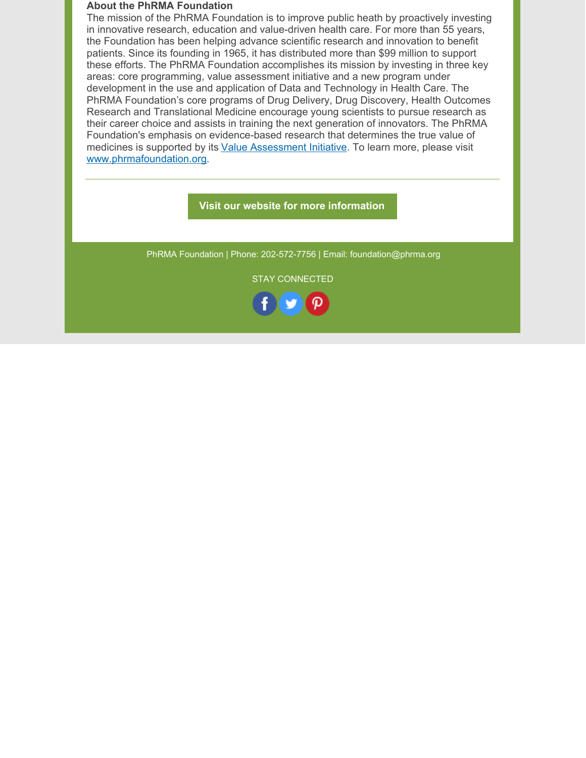**About the PhRMA Foundation**

The mission of the PhRMA Foundation is to improve public heath by proactively investing in innovative research, education and value-driven health care. For more than 55 years, the Foundation has been helping advance scientific research and innovation to benefit patients. Since its founding in 1965, it has distributed more than $99 million to support these efforts. The PhRMA Foundation accomplishes its mission by investing in three key areas: core programming, value assessment initiative and a new program under development in the use and application of Data and Technology in Health Care. The PhRMA Foundation's core programs of Drug Delivery, Drug Discovery, Health Outcomes Research and Translational Medicine encourage young scientists to pursue research as their career choice and assists in training the next generation of innovators. The PhRMA Foundation's emphasis on evidence-based research that determines the true value of medicines is supported by its [Value Assessment Initiative](). To learn more, please visit [www.phrmafoundation.org]().

---

**Visit our website for more information**

PhRMA Foundation | Phone: 202-572-7756 | Email: foundation@phrma.org

STAY CONNECTED